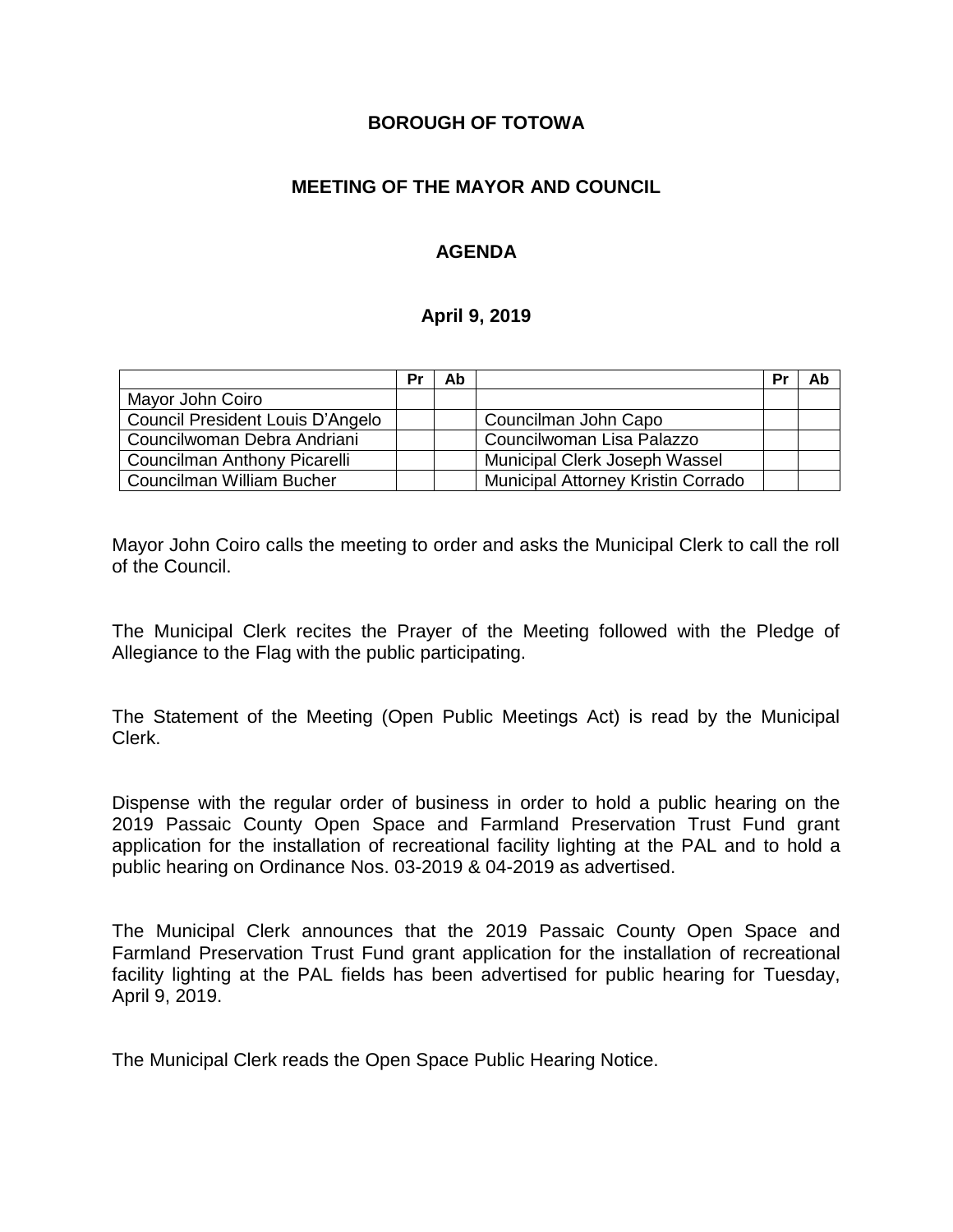**BOROUGH OF TOTOWA**

**MEETING OF THE MAYOR AND COUNCIL**

**AGENDA**

**April 9, 2019**

| | Pr | Ab | | Pr | Ab |
|---|---|---|---|---|---|
| Mayor John Coiro | | | | | |
| Council President Louis D'Angelo | | | Councilman John Capo | | |
| Councilwoman Debra Andriani | | | Councilwoman Lisa Palazzo | | |
| Councilman Anthony Picarelli | | | Municipal Clerk Joseph Wassel | | |
| Councilman William Bucher | | | Municipal Attorney Kristin Corrado | | |

Mayor John Coiro calls the meeting to order and asks the Municipal Clerk to call the roll of the Council.

The Municipal Clerk recites the Prayer of the Meeting followed with the Pledge of Allegiance to the Flag with the public participating.

The Statement of the Meeting (Open Public Meetings Act) is read by the Municipal Clerk.

Dispense with the regular order of business in order to hold a public hearing on the 2019 Passaic County Open Space and Farmland Preservation Trust Fund grant application for the installation of recreational facility lighting at the PAL and to hold a public hearing on Ordinance Nos. 03-2019 & 04-2019 as advertised.

The Municipal Clerk announces that the 2019 Passaic County Open Space and Farmland Preservation Trust Fund grant application for the installation of recreational facility lighting at the PAL fields has been advertised for public hearing for Tuesday, April 9, 2019.

The Municipal Clerk reads the Open Space Public Hearing Notice.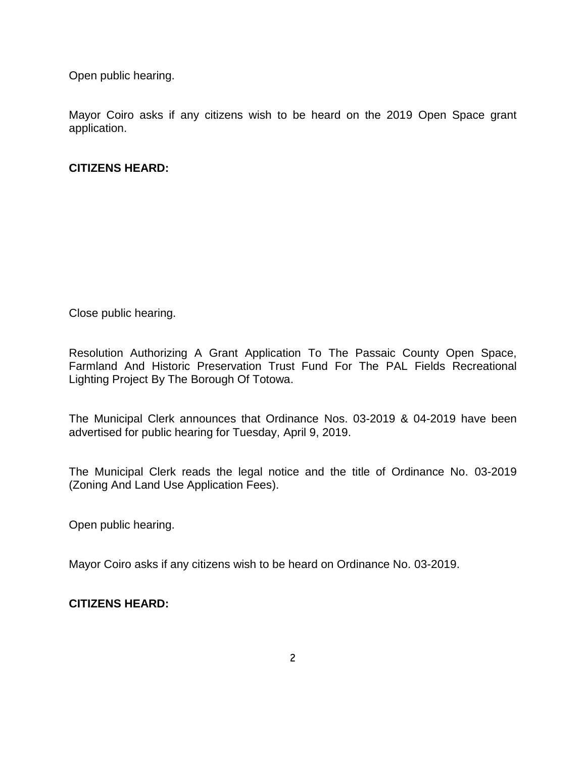Open public hearing.

Mayor Coiro asks if any citizens wish to be heard on the 2019 Open Space grant application.

**CITIZENS HEARD:**

Close public hearing.

Resolution Authorizing A Grant Application To The Passaic County Open Space, Farmland And Historic Preservation Trust Fund For The PAL Fields Recreational Lighting Project By The Borough Of Totowa.

The Municipal Clerk announces that Ordinance Nos. 03-2019 & 04-2019 have been advertised for public hearing for Tuesday, April 9, 2019.

The Municipal Clerk reads the legal notice and the title of Ordinance No. 03-2019 (Zoning And Land Use Application Fees).

Open public hearing.

Mayor Coiro asks if any citizens wish to be heard on Ordinance No. 03-2019.

**CITIZENS HEARD:**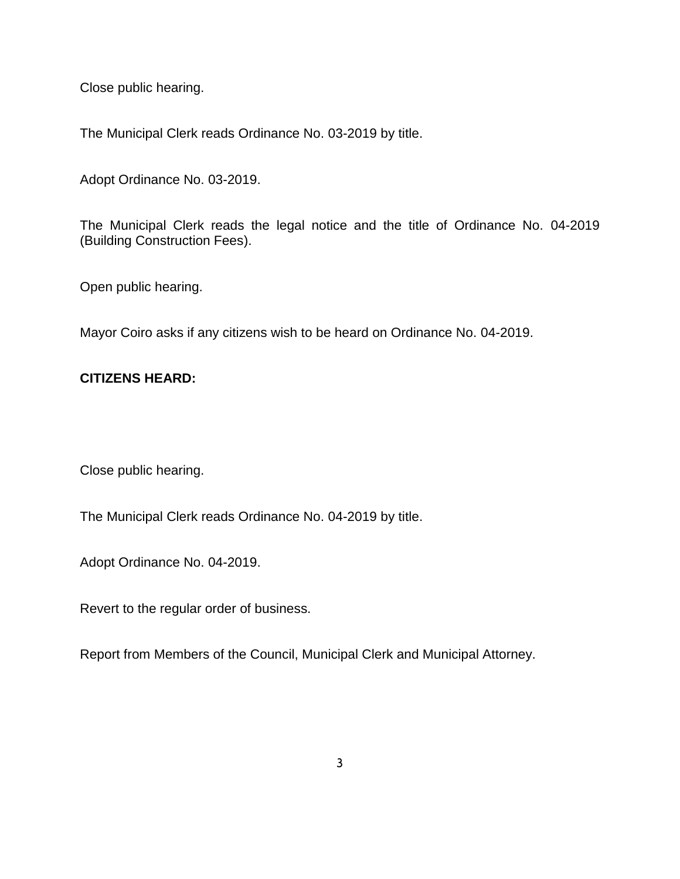Close public hearing.

The Municipal Clerk reads Ordinance No. 03-2019 by title.

Adopt Ordinance No. 03-2019.

The Municipal Clerk reads the legal notice and the title of Ordinance No. 04-2019 (Building Construction Fees).

Open public hearing.

Mayor Coiro asks if any citizens wish to be heard on Ordinance No. 04-2019.

**CITIZENS HEARD:**

Close public hearing.

The Municipal Clerk reads Ordinance No. 04-2019 by title.

Adopt Ordinance No. 04-2019.

Revert to the regular order of business.

Report from Members of the Council, Municipal Clerk and Municipal Attorney.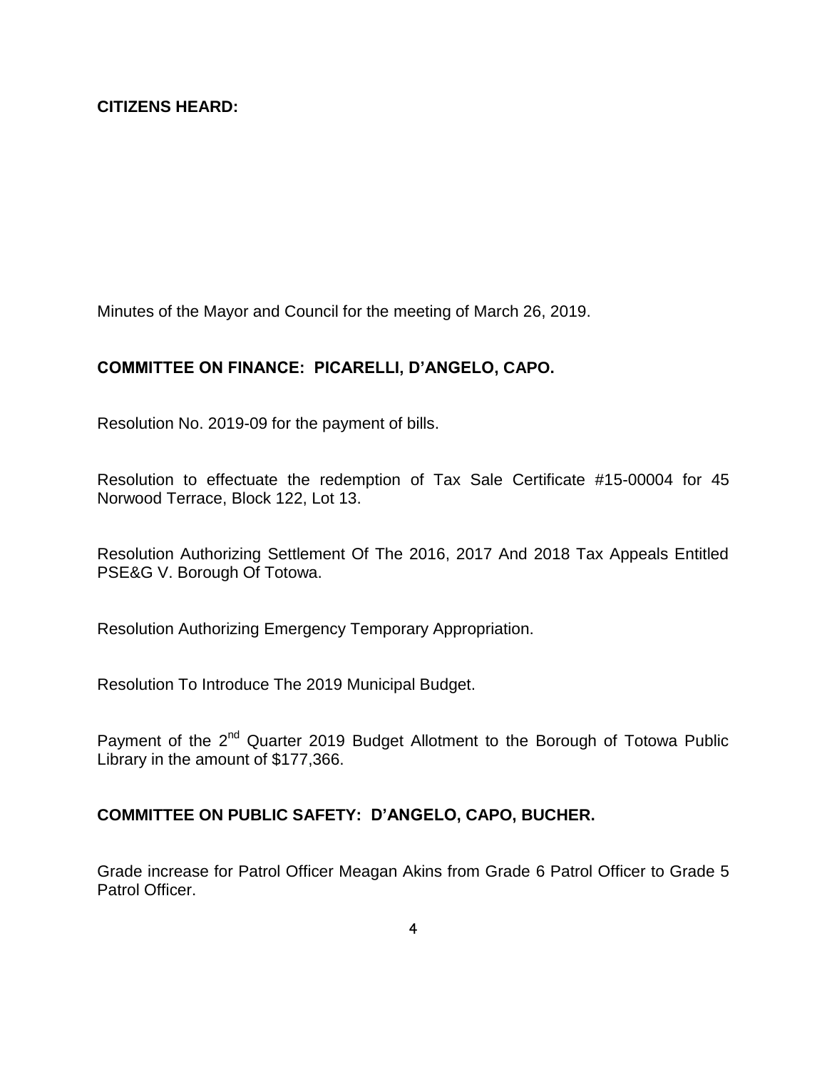**CITIZENS HEARD:**

Minutes of the Mayor and Council for the meeting of March 26, 2019.

**COMMITTEE ON FINANCE: PICARELLI, D'ANGELO, CAPO.**

Resolution No. 2019-09 for the payment of bills.

Resolution to effectuate the redemption of Tax Sale Certificate #15-00004 for 45 Norwood Terrace, Block 122, Lot 13.

Resolution Authorizing Settlement Of The 2016, 2017 And 2018 Tax Appeals Entitled PSE&G V. Borough Of Totowa.

Resolution Authorizing Emergency Temporary Appropriation.

Resolution To Introduce The 2019 Municipal Budget.

Payment of the 2nd Quarter 2019 Budget Allotment to the Borough of Totowa Public Library in the amount of $177,366.

**COMMITTEE ON PUBLIC SAFETY: D'ANGELO, CAPO, BUCHER.**

Grade increase for Patrol Officer Meagan Akins from Grade 6 Patrol Officer to Grade 5 Patrol Officer.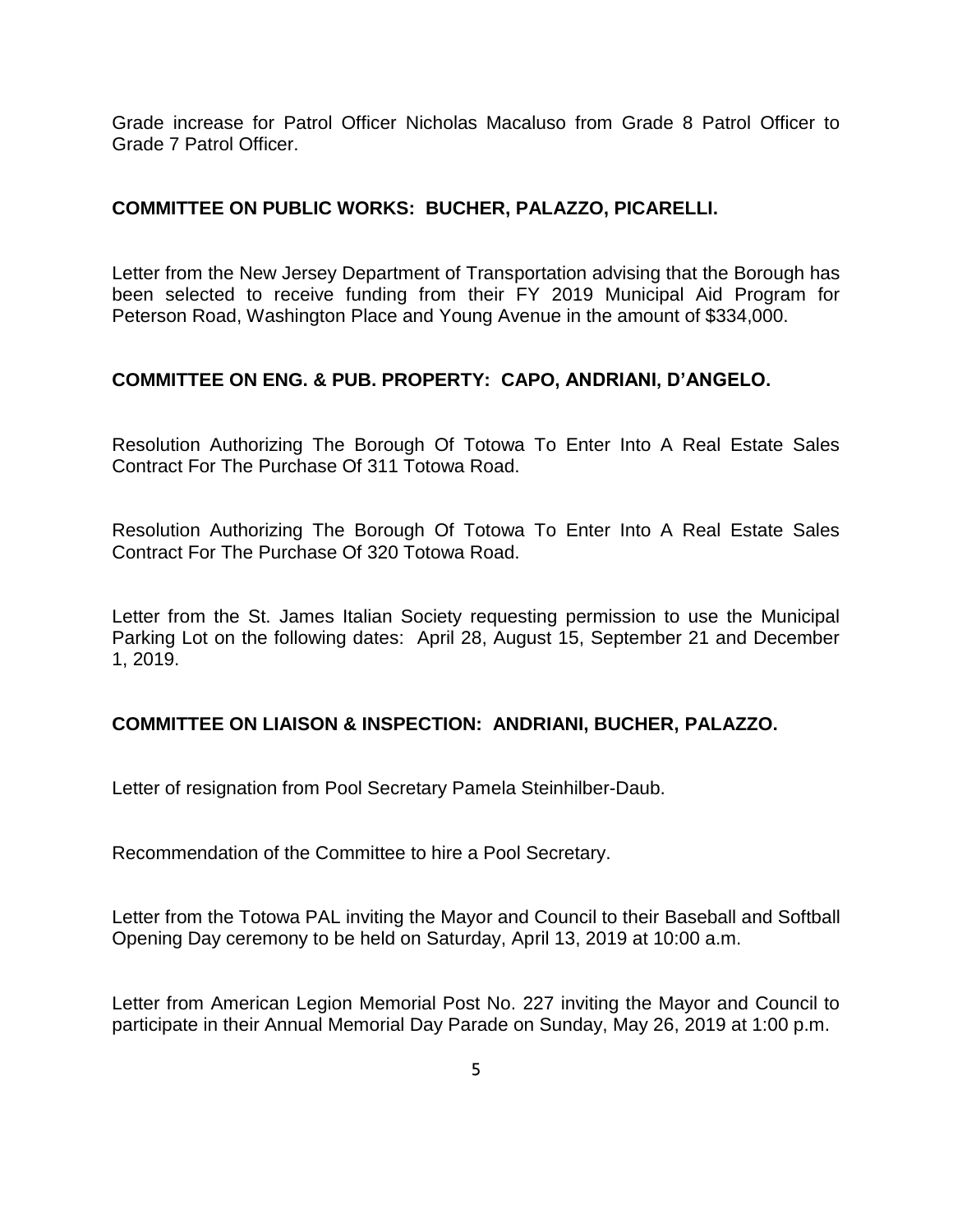Grade increase for Patrol Officer Nicholas Macaluso from Grade 8 Patrol Officer to Grade 7 Patrol Officer.

**COMMITTEE ON PUBLIC WORKS: BUCHER, PALAZZO, PICARELLI.**

Letter from the New Jersey Department of Transportation advising that the Borough has been selected to receive funding from their FY 2019 Municipal Aid Program for Peterson Road, Washington Place and Young Avenue in the amount of $334,000.

**COMMITTEE ON ENG. & PUB. PROPERTY: CAPO, ANDRIANI, D'ANGELO.**

Resolution Authorizing The Borough Of Totowa To Enter Into A Real Estate Sales Contract For The Purchase Of 311 Totowa Road.

Resolution Authorizing The Borough Of Totowa To Enter Into A Real Estate Sales Contract For The Purchase Of 320 Totowa Road.

Letter from the St. James Italian Society requesting permission to use the Municipal Parking Lot on the following dates: April 28, August 15, September 21 and December 1, 2019.

**COMMITTEE ON LIAISON & INSPECTION: ANDRIANI, BUCHER, PALAZZO.**

Letter of resignation from Pool Secretary Pamela Steinhilber-Daub.

Recommendation of the Committee to hire a Pool Secretary.

Letter from the Totowa PAL inviting the Mayor and Council to their Baseball and Softball Opening Day ceremony to be held on Saturday, April 13, 2019 at 10:00 a.m.

Letter from American Legion Memorial Post No. 227 inviting the Mayor and Council to participate in their Annual Memorial Day Parade on Sunday, May 26, 2019 at 1:00 p.m.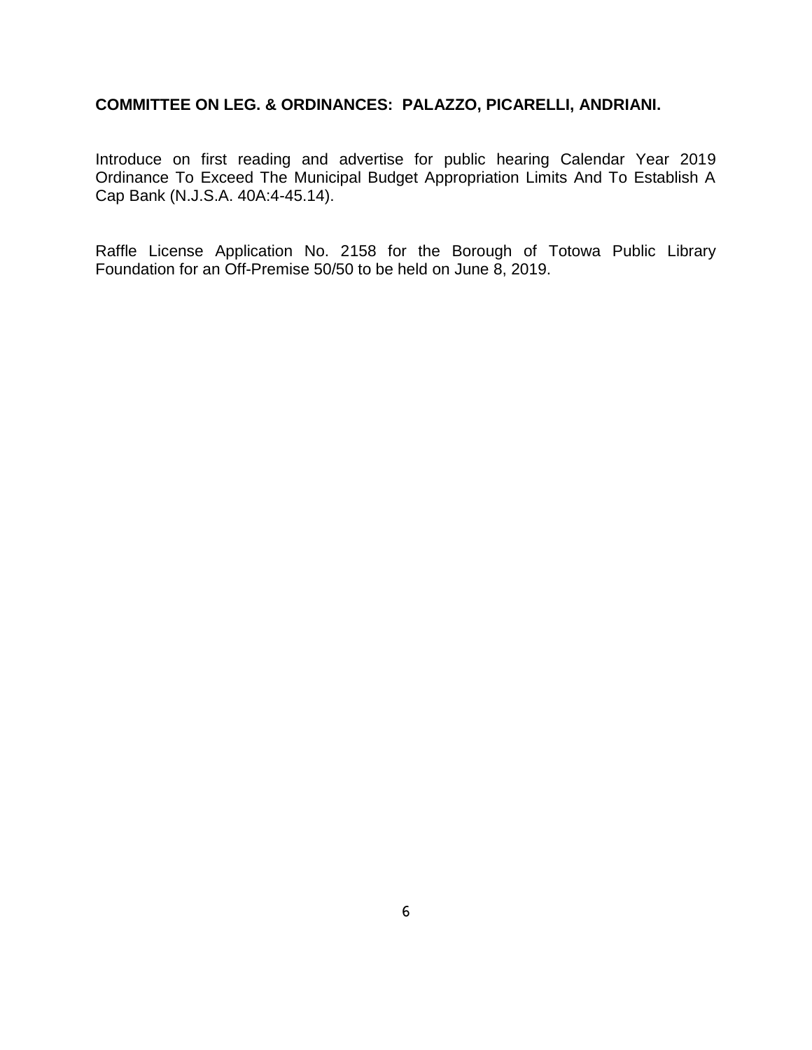**COMMITTEE ON LEG. & ORDINANCES: PALAZZO, PICARELLI, ANDRIANI.**

Introduce on first reading and advertise for public hearing Calendar Year 2019 Ordinance To Exceed The Municipal Budget Appropriation Limits And To Establish A Cap Bank (N.J.S.A. 40A:4-45.14).

Raffle License Application No. 2158 for the Borough of Totowa Public Library Foundation for an Off-Premise 50/50 to be held on June 8, 2019.